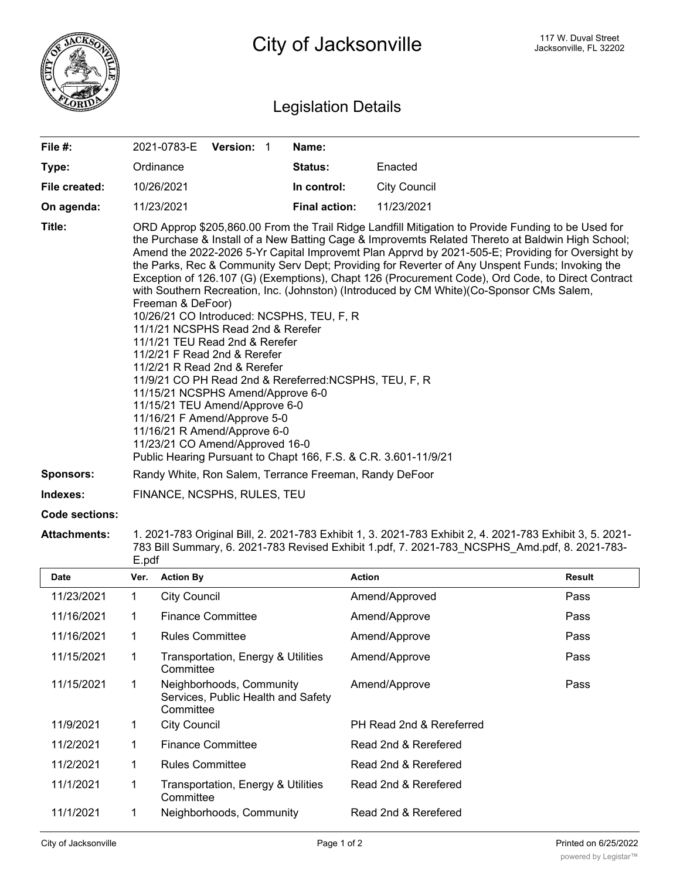# City of Jacksonville

117 W. Duval Street
Jacksonville, FL 32202

## Legislation Details

| | | | |
|---|---|---|---|
| **File #:** | 2021-0783-E **Version:** 1 | **Name:** | |
| **Type:** | Ordinance | **Status:** | Enacted |
| **File created:** | 10/26/2021 | **In control:** | City Council |
| **On agenda:** | 11/23/2021 | **Final action:** | 11/23/2021 |

**Title:** ORD Approp $205,860.00 From the Trail Ridge Landfill Mitigation to Provide Funding to be Used for the Purchase & Install of a New Batting Cage & Improvemts Related Thereto at Baldwin High School; Amend the 2022-2026 5-Yr Capital Improvemt Plan Apprvd by 2021-505-E; Providing for Oversight by the Parks, Rec & Community Serv Dept; Providing for Reverter of Any Unspent Funds; Invoking the Exception of 126.107 (G) (Exemptions), Chapt 126 (Procurement Code), Ord Code, to Direct Contract with Southern Recreation, Inc. (Johnston) (Introduced by CM White)(Co-Sponsor CMs Salem, Freeman & DeFoor)
10/26/21 CO Introduced: NCSPHS, TEU, F, R
11/1/21 NCSPHS Read 2nd & Rerefer
11/1/21 TEU Read 2nd & Rerefer
11/2/21 F Read 2nd & Rerefer
11/2/21 R Read 2nd & Rerefer
11/9/21 CO PH Read 2nd & Rereferred:NCSPHS, TEU, F, R
11/15/21 NCSPHS Amend/Approve 6-0
11/15/21 TEU Amend/Approve 6-0
11/16/21 F Amend/Approve 5-0
11/16/21 R Amend/Approve 6-0
11/23/21 CO Amend/Approved 16-0
Public Hearing Pursuant to Chapt 166, F.S. & C.R. 3.601-11/9/21

**Sponsors:** Randy White, Ron Salem, Terrance Freeman, Randy DeFoor

**Indexes:** FINANCE, NCSPHS, RULES, TEU

**Code sections:**

**Attachments:** 1. 2021-783 Original Bill, 2. 2021-783 Exhibit 1, 3. 2021-783 Exhibit 2, 4. 2021-783 Exhibit 3, 5. 2021-783 Bill Summary, 6. 2021-783 Revised Exhibit 1.pdf, 7. 2021-783_NCSPHS_Amd.pdf, 8. 2021-783-E.pdf

| Date | Ver. | Action By | Action | Result |
|---|---|---|---|---|
| 11/23/2021 | 1 | City Council | Amend/Approved | Pass |
| 11/16/2021 | 1 | Finance Committee | Amend/Approve | Pass |
| 11/16/2021 | 1 | Rules Committee | Amend/Approve | Pass |
| 11/15/2021 | 1 | Transportation, Energy & Utilities Committee | Amend/Approve | Pass |
| 11/15/2021 | 1 | Neighborhoods, Community Services, Public Health and Safety Committee | Amend/Approve | Pass |
| 11/9/2021 | 1 | City Council | PH Read 2nd & Rereferred | |
| 11/2/2021 | 1 | Finance Committee | Read 2nd & Rerefered | |
| 11/2/2021 | 1 | Rules Committee | Read 2nd & Rerefered | |
| 11/1/2021 | 1 | Transportation, Energy & Utilities Committee | Read 2nd & Rerefered | |
| 11/1/2021 | 1 | Neighborhoods, Community | Read 2nd & Rerefered | |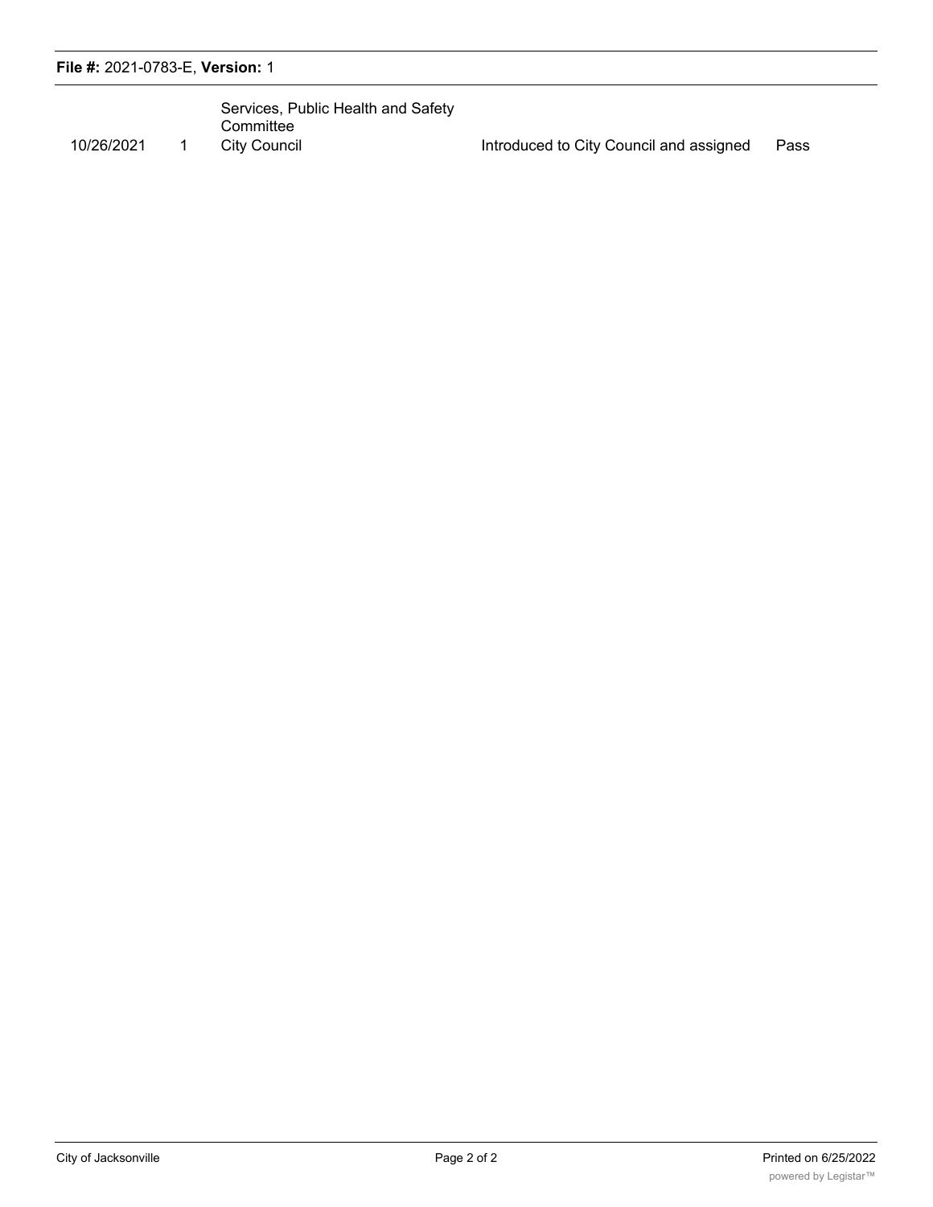**File #:** 2021-0783-E, **Version:** 1

| | | | | |
|---|---|---|---|---|
| | | Services, Public Health and Safety Committee | | |
| 10/26/2021 | 1 | City Council | Introduced to City Council and assigned | Pass |